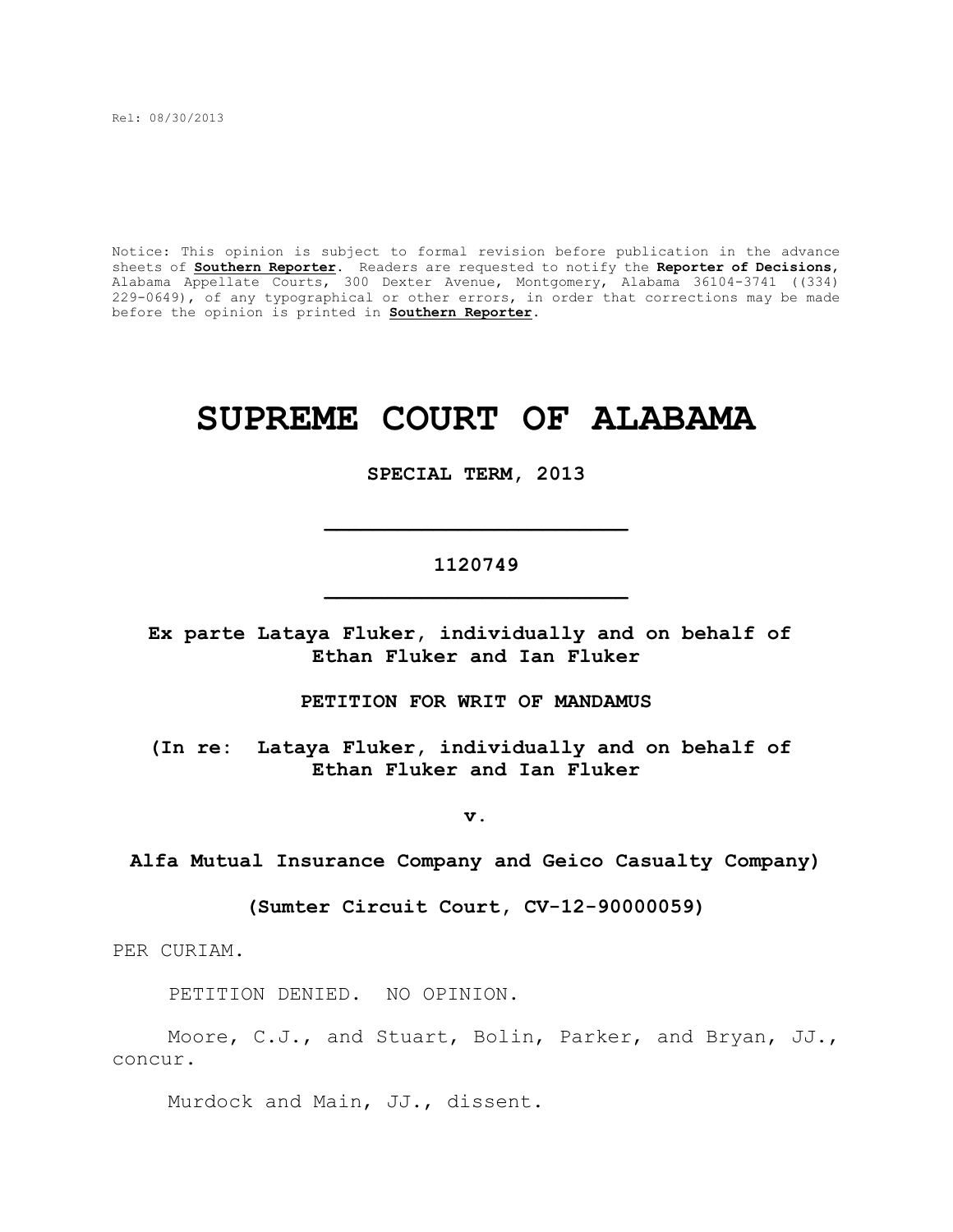Rel: 08/30/2013

Notice: This opinion is subject to formal revision before publication in the advance sheets of **Southern Reporter**. Readers are requested to notify the **Reporter of Decisions**, Alabama Appellate Courts, 300 Dexter Avenue, Montgomery, Alabama 36104-3741 ((334) 229-0649), of any typographical or other errors, in order that corrections may be made before the opinion is printed in **Southern Reporter**.

# SUPREME COURT OF ALABAMA

**SPECIAL TERM, 2013**

---

**1120749**

---

**Ex parte Lataya Fluker, individually and on behalf of Ethan Fluker and Ian Fluker**

**PETITION FOR WRIT OF MANDAMUS**

**(In re: Lataya Fluker, individually and on behalf of Ethan Fluker and Ian Fluker**

**v.**

**Alfa Mutual Insurance Company and Geico Casualty Company)**

**(Sumter Circuit Court, CV-12-90000059)**

PER CURIAM.

PETITION DENIED. NO OPINION.

Moore, C.J., and Stuart, Bolin, Parker, and Bryan, JJ., concur.

Murdock and Main, JJ., dissent.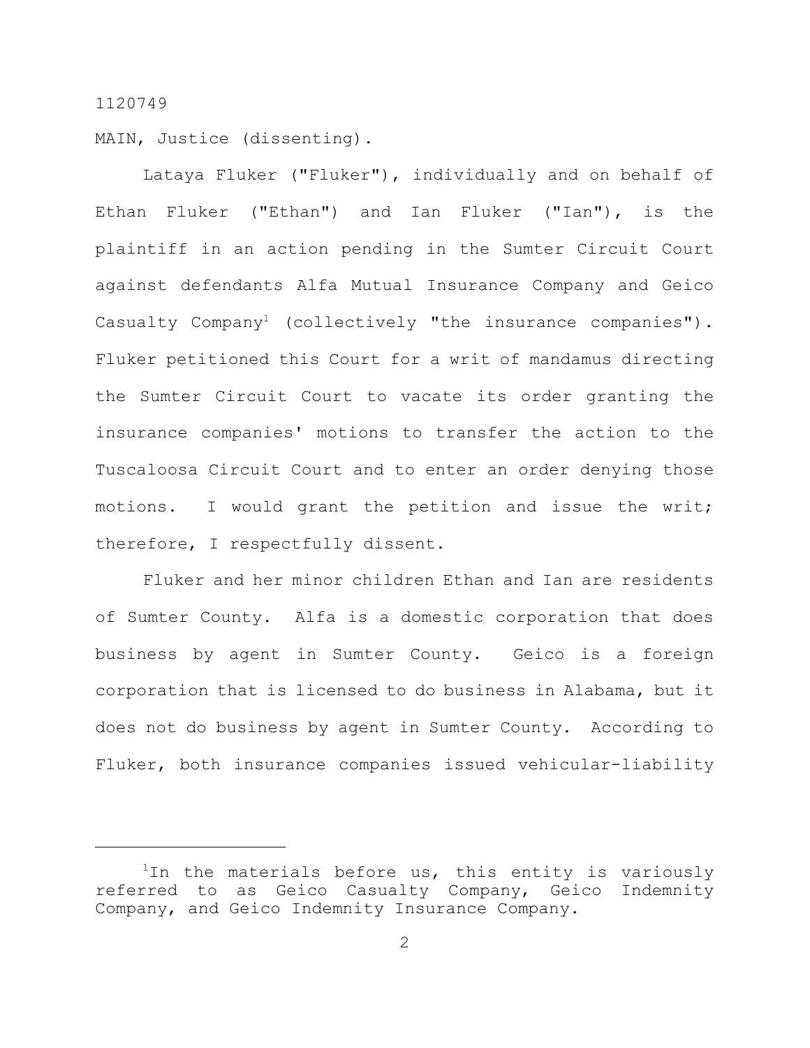1120749

MAIN, Justice (dissenting).

Lataya Fluker ("Fluker"), individually and on behalf of Ethan Fluker ("Ethan") and Ian Fluker ("Ian"), is the plaintiff in an action pending in the Sumter Circuit Court against defendants Alfa Mutual Insurance Company and Geico Casualty Company[1] (collectively "the insurance companies"). Fluker petitioned this Court for a writ of mandamus directing the Sumter Circuit Court to vacate its order granting the insurance companies' motions to transfer the action to the Tuscaloosa Circuit Court and to enter an order denying those motions. I would grant the petition and issue the writ; therefore, I respectfully dissent.

Fluker and her minor children Ethan and Ian are residents of Sumter County. Alfa is a domestic corporation that does business by agent in Sumter County. Geico is a foreign corporation that is licensed to do business in Alabama, but it does not do business by agent in Sumter County. According to Fluker, both insurance companies issued vehicular-liability

---

[1] In the materials before us, this entity is variously referred to as Geico Casualty Company, Geico Indemnity Company, and Geico Indemnity Insurance Company.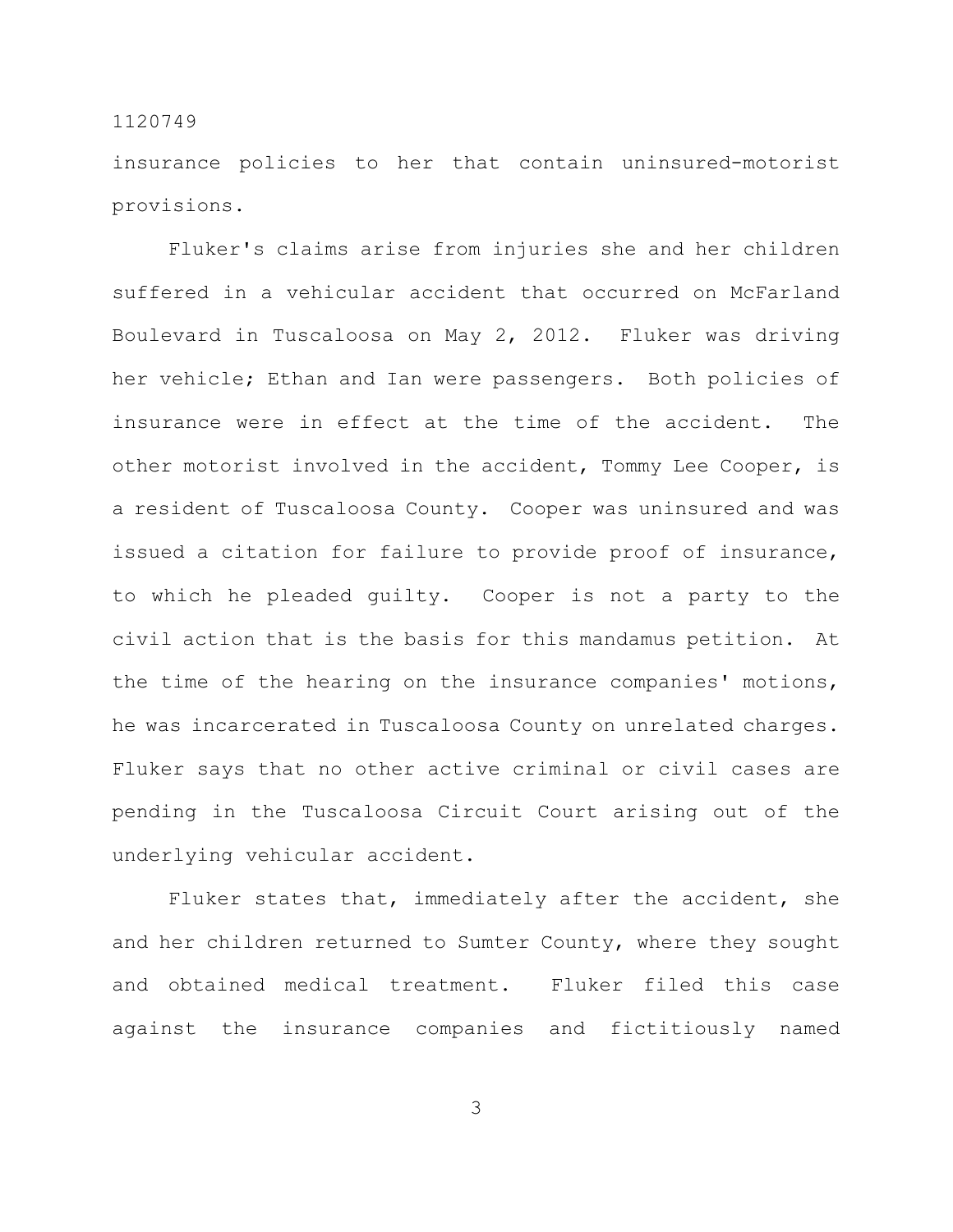insurance policies to her that contain uninsured-motorist provisions.

Fluker's claims arise from injuries she and her children suffered in a vehicular accident that occurred on McFarland Boulevard in Tuscaloosa on May 2, 2012. Fluker was driving her vehicle; Ethan and Ian were passengers. Both policies of insurance were in effect at the time of the accident. The other motorist involved in the accident, Tommy Lee Cooper, is a resident of Tuscaloosa County. Cooper was uninsured and was issued a citation for failure to provide proof of insurance, to which he pleaded guilty. Cooper is not a party to the civil action that is the basis for this mandamus petition. At the time of the hearing on the insurance companies' motions, he was incarcerated in Tuscaloosa County on unrelated charges. Fluker says that no other active criminal or civil cases are pending in the Tuscaloosa Circuit Court arising out of the underlying vehicular accident.

Fluker states that, immediately after the accident, she and her children returned to Sumter County, where they sought and obtained medical treatment. Fluker filed this case against the insurance companies and fictitiously named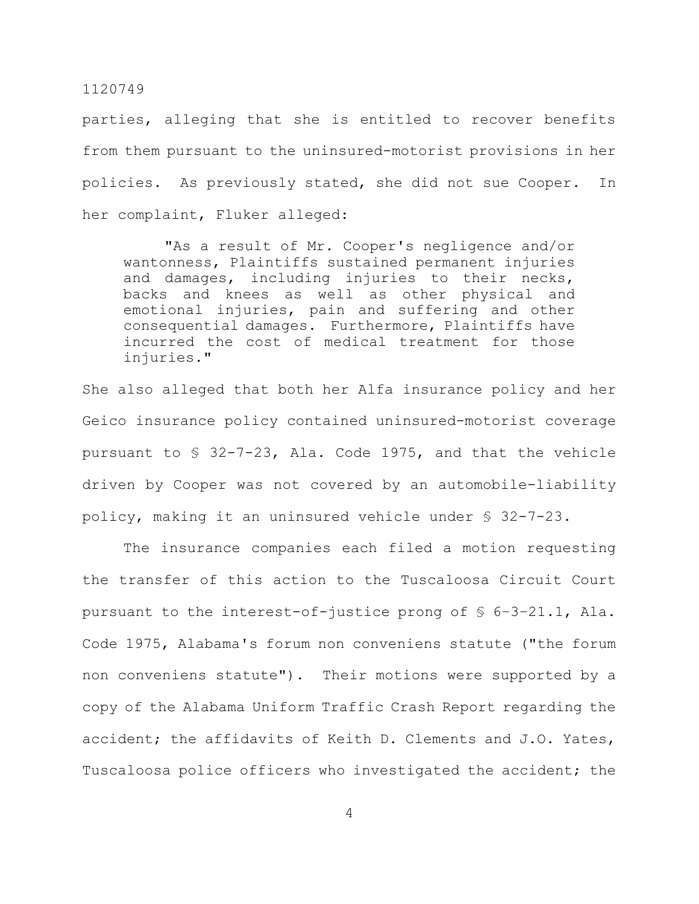parties, alleging that she is entitled to recover benefits from them pursuant to the uninsured-motorist provisions in her policies. As previously stated, she did not sue Cooper. In her complaint, Fluker alleged:

> "As a result of Mr. Cooper's negligence and/or wantonness, Plaintiffs sustained permanent injuries and damages, including injuries to their necks, backs and knees as well as other physical and emotional injuries, pain and suffering and other consequential damages. Furthermore, Plaintiffs have incurred the cost of medical treatment for those injuries."

She also alleged that both her Alfa insurance policy and her Geico insurance policy contained uninsured-motorist coverage pursuant to § 32-7-23, Ala. Code 1975, and that the vehicle driven by Cooper was not covered by an automobile-liability policy, making it an uninsured vehicle under § 32-7-23.

The insurance companies each filed a motion requesting the transfer of this action to the Tuscaloosa Circuit Court pursuant to the interest-of-justice prong of § 6–3–21.1, Ala. Code 1975, Alabama's forum non conveniens statute ("the forum non conveniens statute"). Their motions were supported by a copy of the Alabama Uniform Traffic Crash Report regarding the accident; the affidavits of Keith D. Clements and J.O. Yates, Tuscaloosa police officers who investigated the accident; the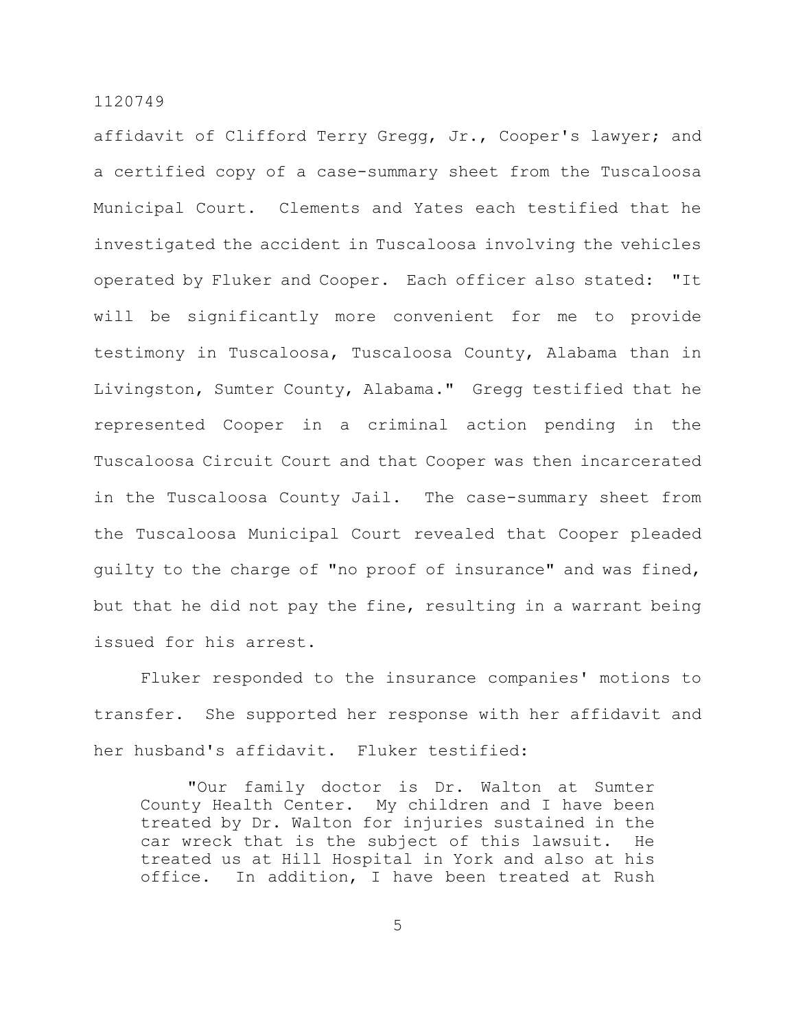affidavit of Clifford Terry Gregg, Jr., Cooper's lawyer; and a certified copy of a case-summary sheet from the Tuscaloosa Municipal Court. Clements and Yates each testified that he investigated the accident in Tuscaloosa involving the vehicles operated by Fluker and Cooper. Each officer also stated: "It will be significantly more convenient for me to provide testimony in Tuscaloosa, Tuscaloosa County, Alabama than in Livingston, Sumter County, Alabama." Gregg testified that he represented Cooper in a criminal action pending in the Tuscaloosa Circuit Court and that Cooper was then incarcerated in the Tuscaloosa County Jail. The case-summary sheet from the Tuscaloosa Municipal Court revealed that Cooper pleaded guilty to the charge of "no proof of insurance" and was fined, but that he did not pay the fine, resulting in a warrant being issued for his arrest.

Fluker responded to the insurance companies' motions to transfer. She supported her response with her affidavit and her husband's affidavit. Fluker testified:

> "Our family doctor is Dr. Walton at Sumter County Health Center. My children and I have been treated by Dr. Walton for injuries sustained in the car wreck that is the subject of this lawsuit. He treated us at Hill Hospital in York and also at his office. In addition, I have been treated at Rush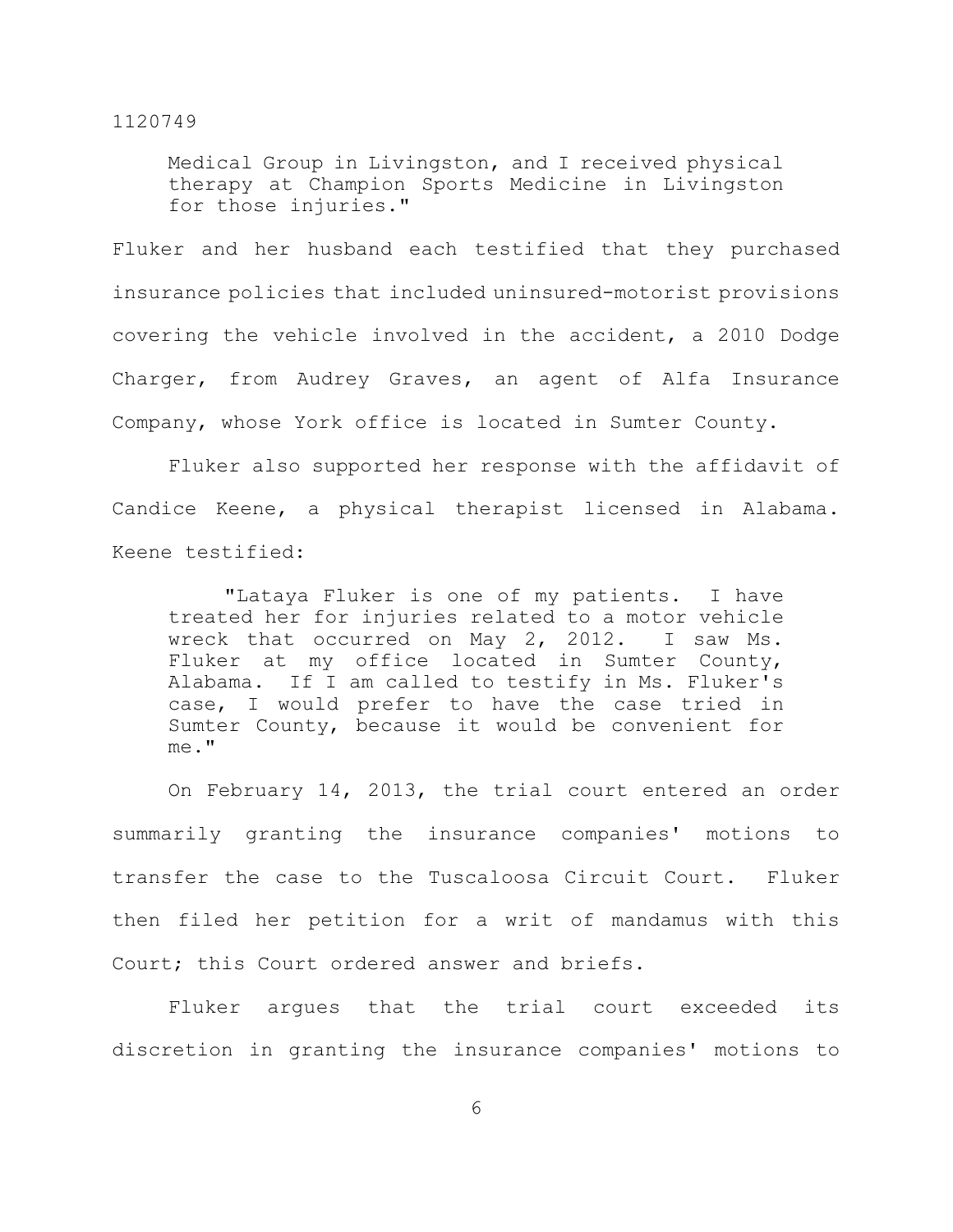> Medical Group in Livingston, and I received physical therapy at Champion Sports Medicine in Livingston for those injuries."

Fluker and her husband each testified that they purchased insurance policies that included uninsured-motorist provisions covering the vehicle involved in the accident, a 2010 Dodge Charger, from Audrey Graves, an agent of Alfa Insurance Company, whose York office is located in Sumter County.

Fluker also supported her response with the affidavit of Candice Keene, a physical therapist licensed in Alabama. Keene testified:

> "Lataya Fluker is one of my patients. I have treated her for injuries related to a motor vehicle wreck that occurred on May 2, 2012. I saw Ms. Fluker at my office located in Sumter County, Alabama. If I am called to testify in Ms. Fluker's case, I would prefer to have the case tried in Sumter County, because it would be convenient for me."

On February 14, 2013, the trial court entered an order summarily granting the insurance companies' motions to transfer the case to the Tuscaloosa Circuit Court. Fluker then filed her petition for a writ of mandamus with this Court; this Court ordered answer and briefs.

Fluker argues that the trial court exceeded its discretion in granting the insurance companies' motions to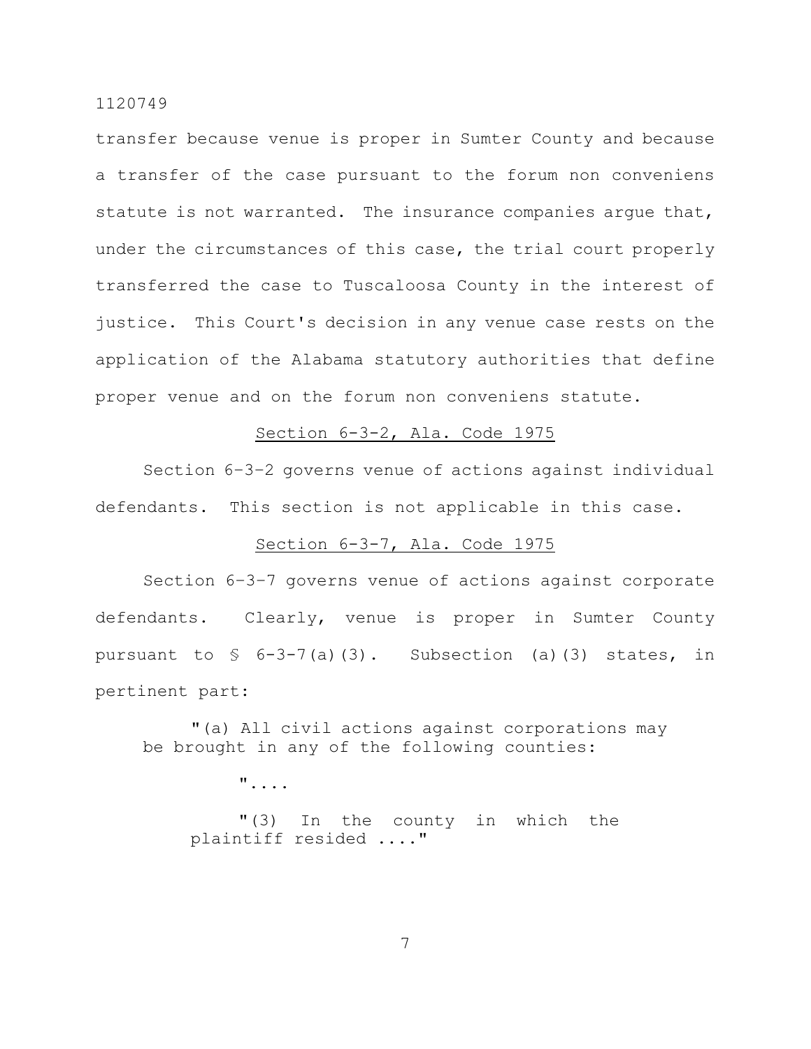transfer because venue is proper in Sumter County and because a transfer of the case pursuant to the forum non conveniens statute is not warranted. The insurance companies argue that, under the circumstances of this case, the trial court properly transferred the case to Tuscaloosa County in the interest of justice. This Court's decision in any venue case rests on the application of the Alabama statutory authorities that define proper venue and on the forum non conveniens statute.

<u>Section 6-3-2, Ala. Code 1975</u>

Section 6–3–2 governs venue of actions against individual defendants. This section is not applicable in this case.

<u>Section 6-3-7, Ala. Code 1975</u>

Section 6–3–7 governs venue of actions against corporate defendants. Clearly, venue is proper in Sumter County pursuant to § 6-3-7(a)(3). Subsection (a)(3) states, in pertinent part:

> "(a) All civil actions against corporations may be brought in any of the following counties:
>
> "....
>
> "(3) In the county in which the plaintiff resided ...."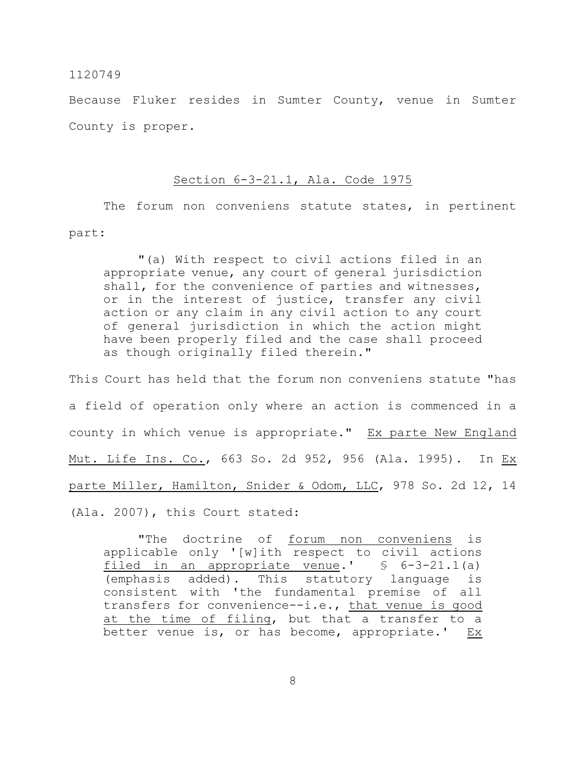Because Fluker resides in Sumter County, venue in Sumter County is proper.

## Section 6-3-21.1, Ala. Code 1975

The forum non conveniens statute states, in pertinent part:

> "(a) With respect to civil actions filed in an appropriate venue, any court of general jurisdiction shall, for the convenience of parties and witnesses, or in the interest of justice, transfer any civil action or any claim in any civil action to any court of general jurisdiction in which the action might have been properly filed and the case shall proceed as though originally filed therein."

This Court has held that the forum non conveniens statute "has a field of operation only where an action is commenced in a county in which venue is appropriate." Ex parte New England Mut. Life Ins. Co., 663 So. 2d 952, 956 (Ala. 1995). In Ex parte Miller, Hamilton, Snider & Odom, LLC, 978 So. 2d 12, 14 (Ala. 2007), this Court stated:

> "The doctrine of forum non conveniens is applicable only '[w]ith respect to civil actions filed in an appropriate venue.' § 6-3-21.1(a) (emphasis added). This statutory language is consistent with 'the fundamental premise of all transfers for convenience--i.e., that venue is good at the time of filing, but that a transfer to a better venue is, or has become, appropriate.' Ex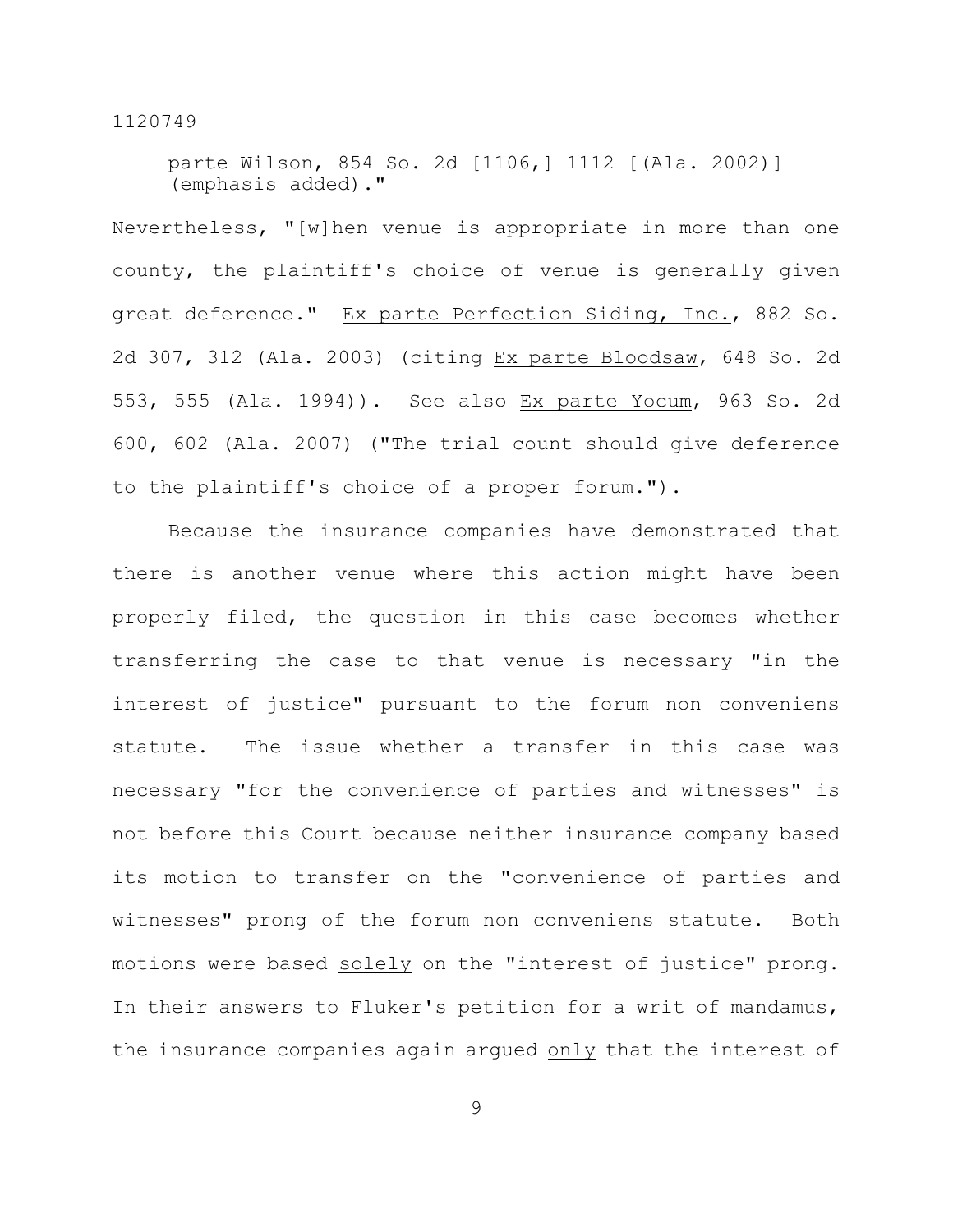parte Wilson, 854 So. 2d [1106,] 1112 [(Ala. 2002)] (emphasis added)."

Nevertheless, "[w]hen venue is appropriate in more than one county, the plaintiff's choice of venue is generally given great deference." Ex parte Perfection Siding, Inc., 882 So. 2d 307, 312 (Ala. 2003) (citing Ex parte Bloodsaw, 648 So. 2d 553, 555 (Ala. 1994)). See also Ex parte Yocum, 963 So. 2d 600, 602 (Ala. 2007) ("The trial count should give deference to the plaintiff's choice of a proper forum.").

Because the insurance companies have demonstrated that there is another venue where this action might have been properly filed, the question in this case becomes whether transferring the case to that venue is necessary "in the interest of justice" pursuant to the forum non conveniens statute. The issue whether a transfer in this case was necessary "for the convenience of parties and witnesses" is not before this Court because neither insurance company based its motion to transfer on the "convenience of parties and witnesses" prong of the forum non conveniens statute. Both motions were based _solely_ on the "interest of justice" prong. In their answers to Fluker's petition for a writ of mandamus, the insurance companies again argued _only_ that the interest of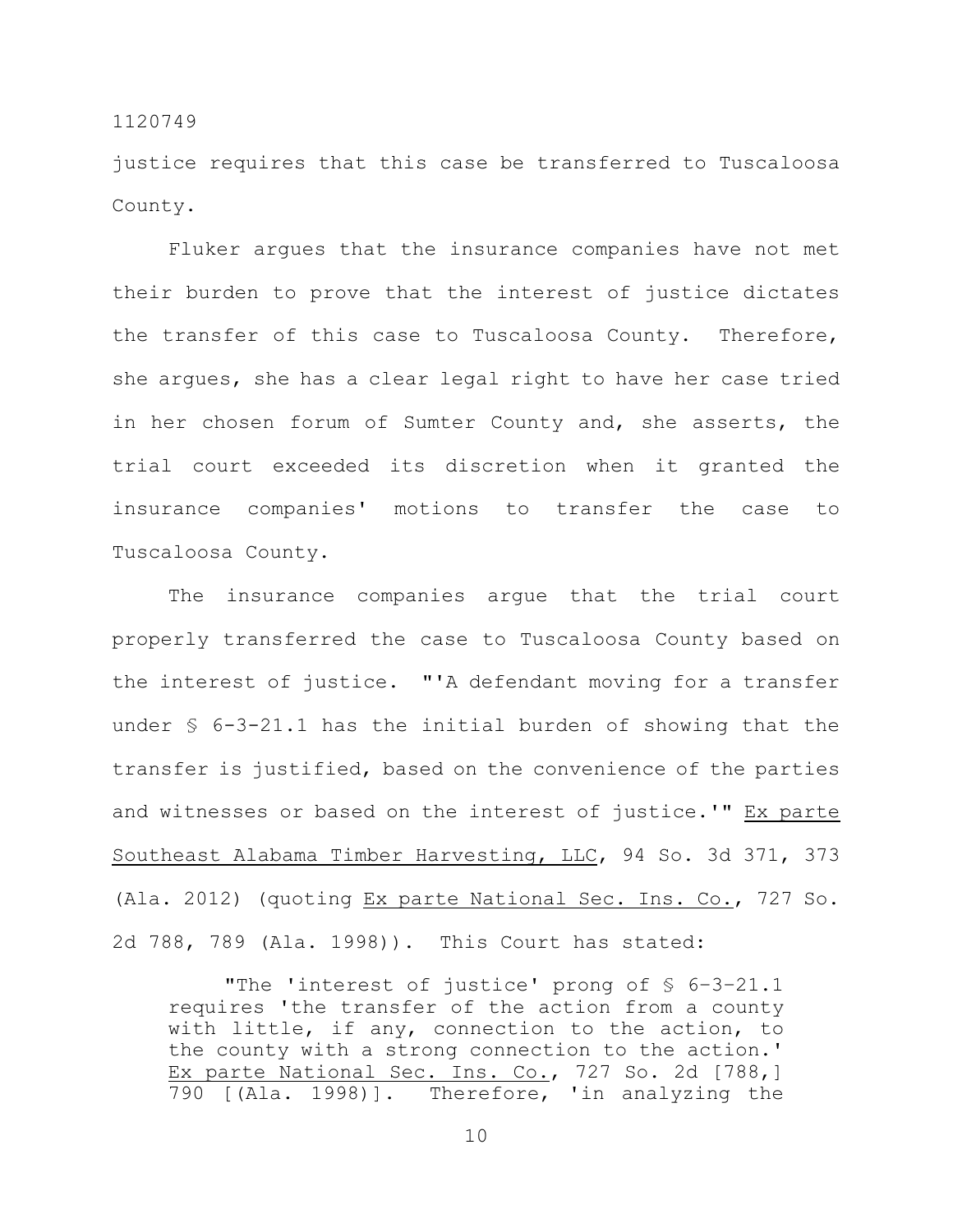justice requires that this case be transferred to Tuscaloosa County.

Fluker argues that the insurance companies have not met their burden to prove that the interest of justice dictates the transfer of this case to Tuscaloosa County. Therefore, she argues, she has a clear legal right to have her case tried in her chosen forum of Sumter County and, she asserts, the trial court exceeded its discretion when it granted the insurance companies' motions to transfer the case to Tuscaloosa County.

The insurance companies argue that the trial court properly transferred the case to Tuscaloosa County based on the interest of justice. "'A defendant moving for a transfer under § 6-3-21.1 has the initial burden of showing that the transfer is justified, based on the convenience of the parties and witnesses or based on the interest of justice.'" Ex parte Southeast Alabama Timber Harvesting, LLC, 94 So. 3d 371, 373 (Ala. 2012) (quoting Ex parte National Sec. Ins. Co., 727 So. 2d 788, 789 (Ala. 1998)). This Court has stated:

> "The 'interest of justice' prong of § 6–3–21.1 requires 'the transfer of the action from a county with little, if any, connection to the action, to the county with a strong connection to the action.' Ex parte National Sec. Ins. Co., 727 So. 2d [788,] 790 [(Ala. 1998)]. Therefore, 'in analyzing the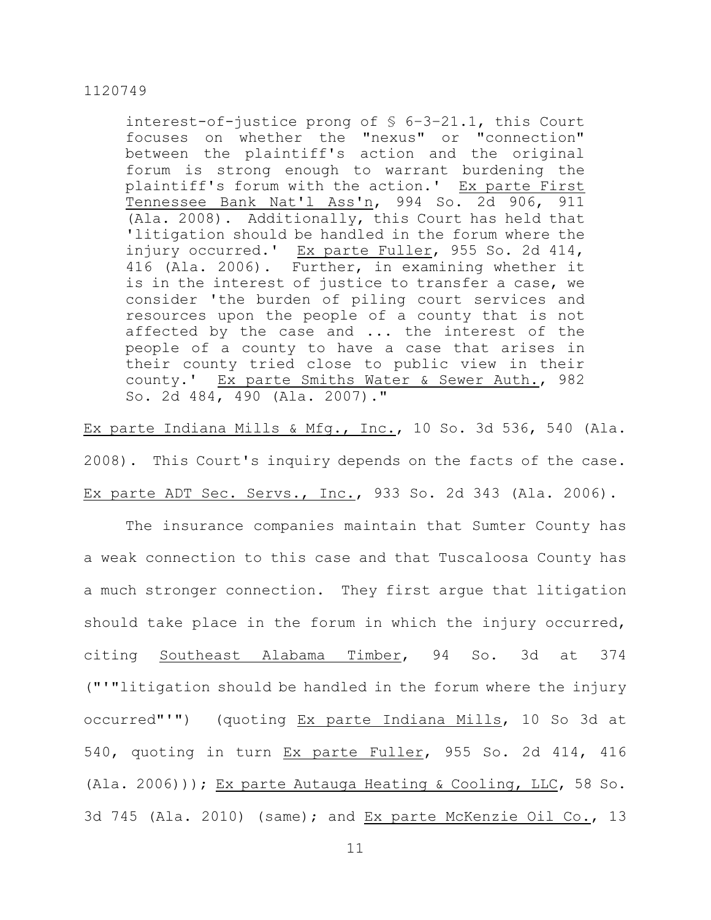> interest-of-justice prong of § 6-3-21.1, this Court focuses on whether the "nexus" or "connection" between the plaintiff's action and the original forum is strong enough to warrant burdening the plaintiff's forum with the action.' Ex parte First Tennessee Bank Nat'l Ass'n, 994 So. 2d 906, 911 (Ala. 2008). Additionally, this Court has held that 'litigation should be handled in the forum where the injury occurred.' Ex parte Fuller, 955 So. 2d 414, 416 (Ala. 2006). Further, in examining whether it is in the interest of justice to transfer a case, we consider 'the burden of piling court services and resources upon the people of a county that is not affected by the case and ... the interest of the people of a county to have a case that arises in their county tried close to public view in their county.' Ex parte Smiths Water & Sewer Auth., 982 So. 2d 484, 490 (Ala. 2007)."

Ex parte Indiana Mills & Mfg., Inc., 10 So. 3d 536, 540 (Ala. 2008). This Court's inquiry depends on the facts of the case. Ex parte ADT Sec. Servs., Inc., 933 So. 2d 343 (Ala. 2006).

The insurance companies maintain that Sumter County has a weak connection to this case and that Tuscaloosa County has a much stronger connection. They first argue that litigation should take place in the forum in which the injury occurred, citing Southeast Alabama Timber, 94 So. 3d at 374 ("'"litigation should be handled in the forum where the injury occurred"'") (quoting Ex parte Indiana Mills, 10 So 3d at 540, quoting in turn Ex parte Fuller, 955 So. 2d 414, 416 (Ala. 2006))); Ex parte Autauga Heating & Cooling, LLC, 58 So. 3d 745 (Ala. 2010) (same); and Ex parte McKenzie Oil Co., 13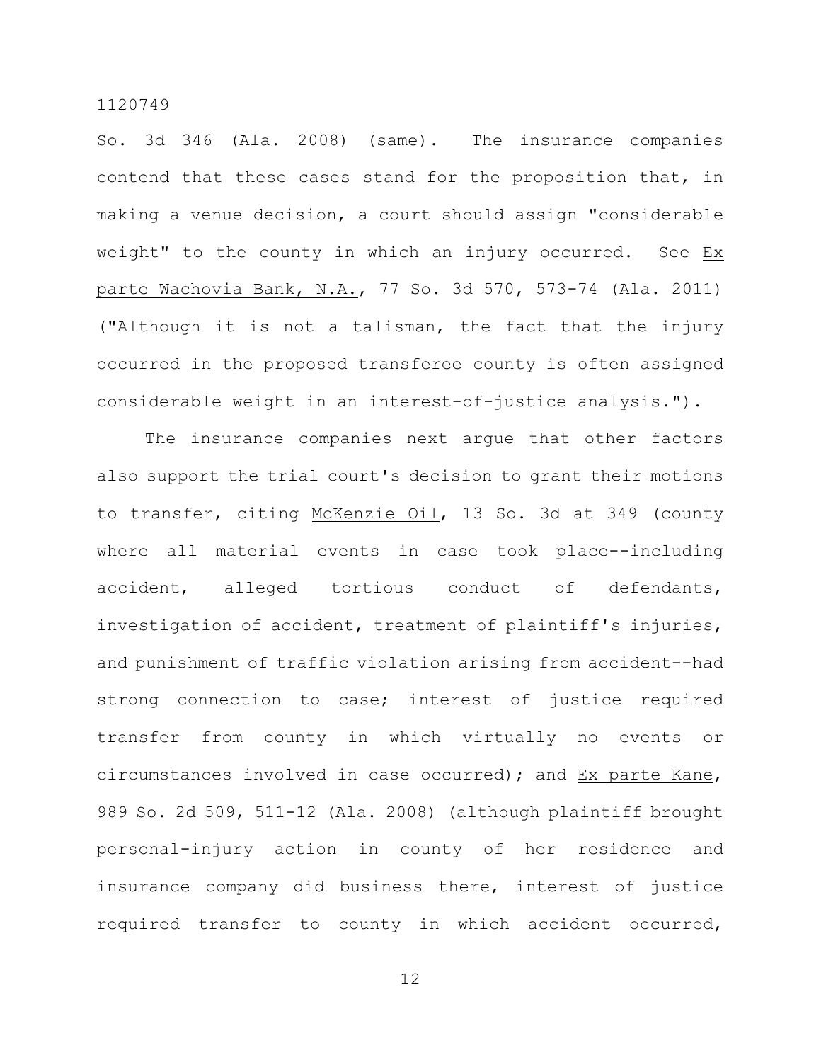So. 3d 346 (Ala. 2008) (same). The insurance companies contend that these cases stand for the proposition that, in making a venue decision, a court should assign "considerable weight" to the county in which an injury occurred. See Ex parte Wachovia Bank, N.A., 77 So. 3d 570, 573-74 (Ala. 2011) ("Although it is not a talisman, the fact that the injury occurred in the proposed transferee county is often assigned considerable weight in an interest-of-justice analysis.").

The insurance companies next argue that other factors also support the trial court's decision to grant their motions to transfer, citing McKenzie Oil, 13 So. 3d at 349 (county where all material events in case took place--including accident, alleged tortious conduct of defendants, investigation of accident, treatment of plaintiff's injuries, and punishment of traffic violation arising from accident--had strong connection to case; interest of justice required transfer from county in which virtually no events or circumstances involved in case occurred); and Ex parte Kane, 989 So. 2d 509, 511-12 (Ala. 2008) (although plaintiff brought personal-injury action in county of her residence and insurance company did business there, interest of justice required transfer to county in which accident occurred,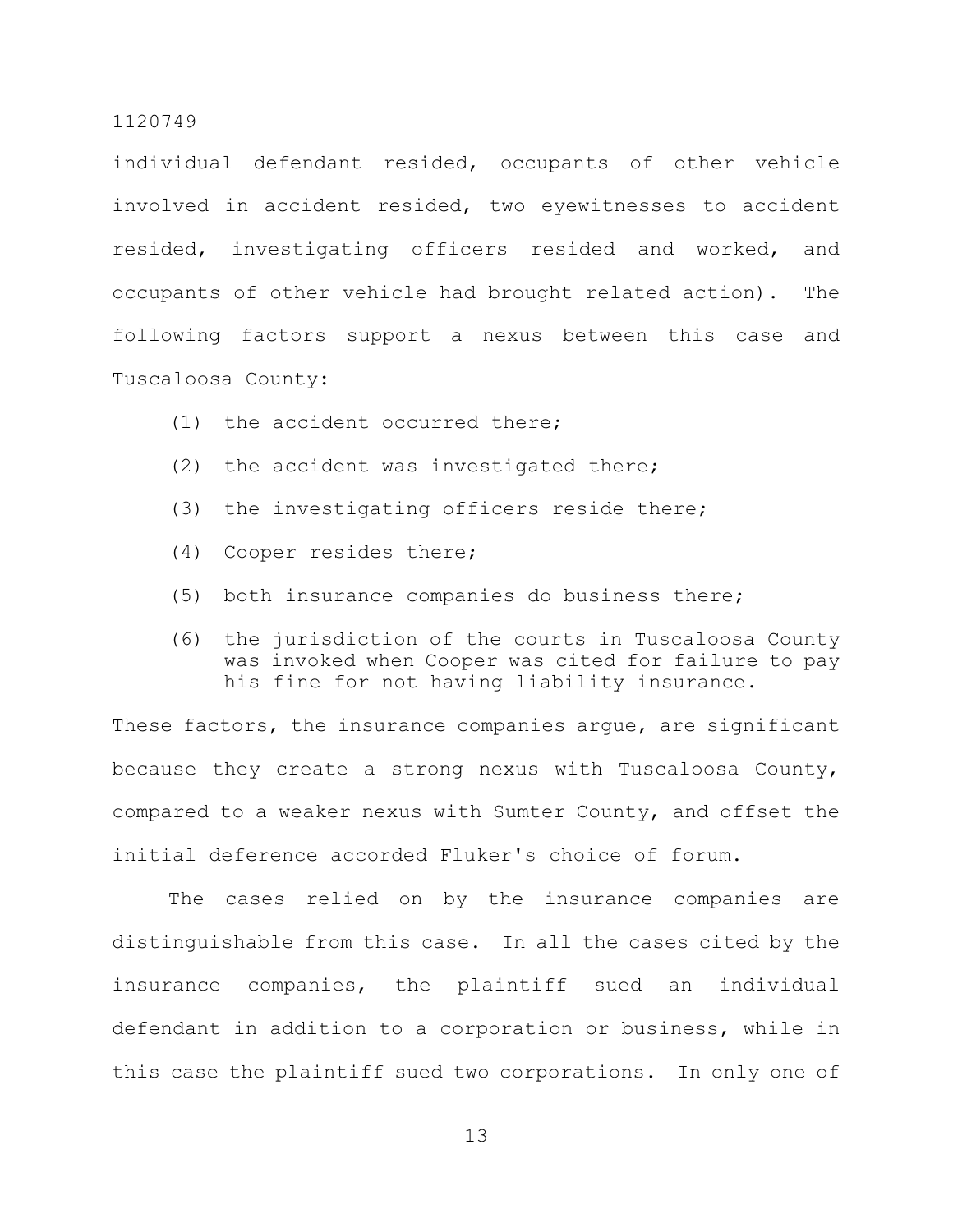individual defendant resided, occupants of other vehicle involved in accident resided, two eyewitnesses to accident resided, investigating officers resided and worked, and occupants of other vehicle had brought related action). The following factors support a nexus between this case and Tuscaloosa County:

(1) the accident occurred there;

(2) the accident was investigated there;

(3) the investigating officers reside there;

(4) Cooper resides there;

(5) both insurance companies do business there;

(6) the jurisdiction of the courts in Tuscaloosa County was invoked when Cooper was cited for failure to pay his fine for not having liability insurance.

These factors, the insurance companies argue, are significant because they create a strong nexus with Tuscaloosa County, compared to a weaker nexus with Sumter County, and offset the initial deference accorded Fluker's choice of forum.

The cases relied on by the insurance companies are distinguishable from this case. In all the cases cited by the insurance companies, the plaintiff sued an individual defendant in addition to a corporation or business, while in this case the plaintiff sued two corporations. In only one of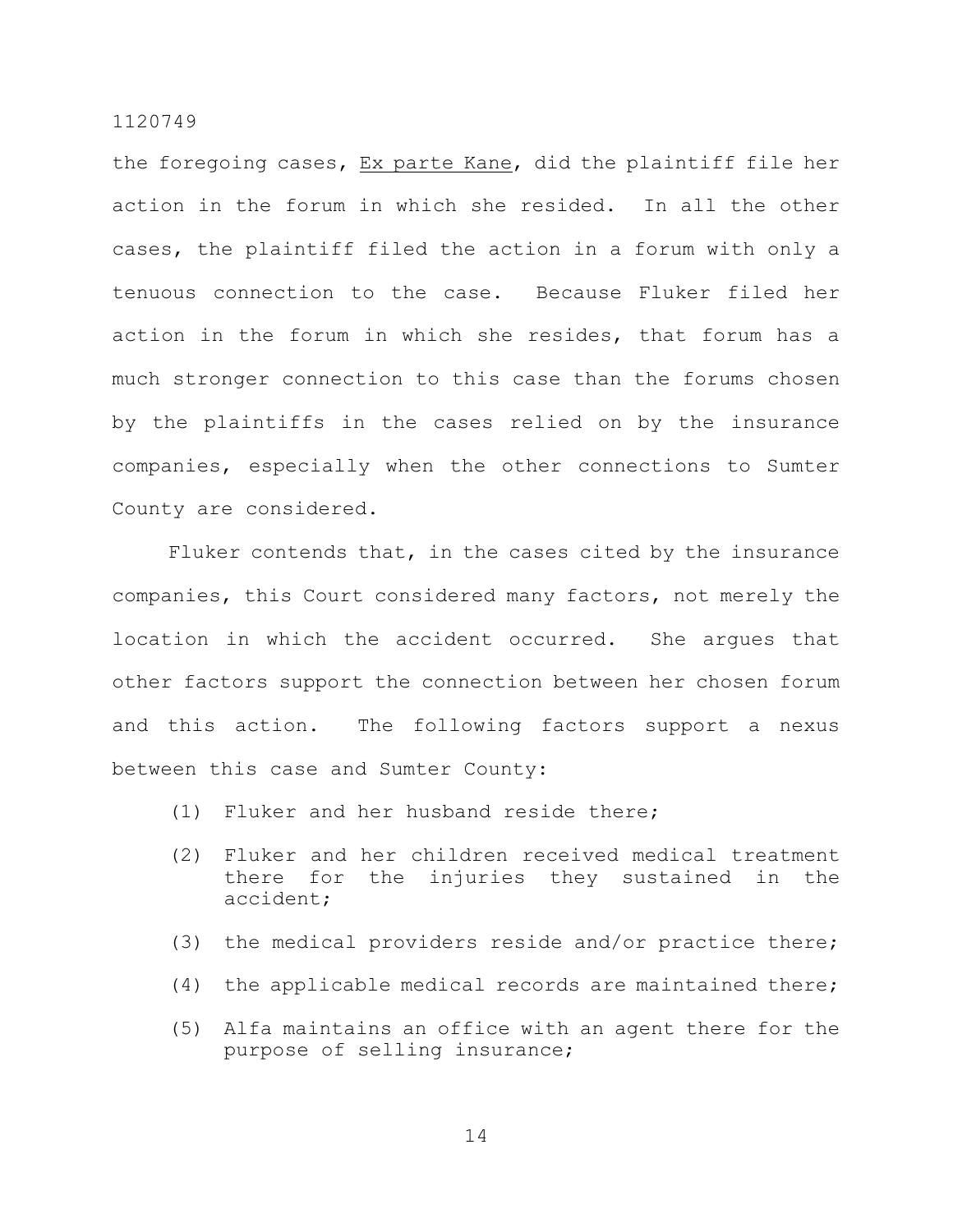the foregoing cases, Ex parte Kane, did the plaintiff file her action in the forum in which she resided. In all the other cases, the plaintiff filed the action in a forum with only a tenuous connection to the case. Because Fluker filed her action in the forum in which she resides, that forum has a much stronger connection to this case than the forums chosen by the plaintiffs in the cases relied on by the insurance companies, especially when the other connections to Sumter County are considered.

Fluker contends that, in the cases cited by the insurance companies, this Court considered many factors, not merely the location in which the accident occurred. She argues that other factors support the connection between her chosen forum and this action. The following factors support a nexus between this case and Sumter County:

(1) Fluker and her husband reside there;

(2) Fluker and her children received medical treatment there for the injuries they sustained in the accident;

(3) the medical providers reside and/or practice there;

(4) the applicable medical records are maintained there;

(5) Alfa maintains an office with an agent there for the purpose of selling insurance;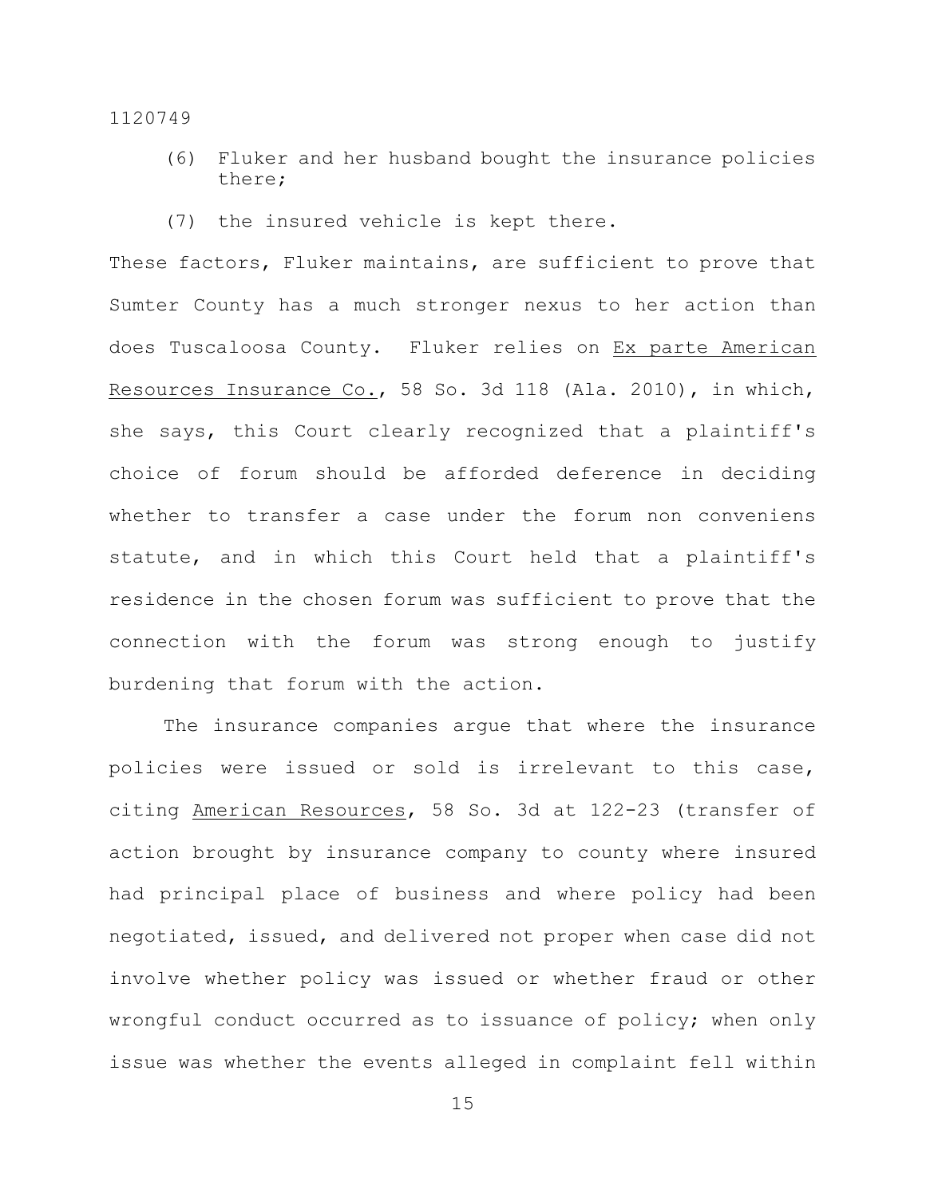(6) Fluker and her husband bought the insurance policies there;

(7) the insured vehicle is kept there.

These factors, Fluker maintains, are sufficient to prove that Sumter County has a much stronger nexus to her action than does Tuscaloosa County. Fluker relies on Ex parte American Resources Insurance Co., 58 So. 3d 118 (Ala. 2010), in which, she says, this Court clearly recognized that a plaintiff's choice of forum should be afforded deference in deciding whether to transfer a case under the forum non conveniens statute, and in which this Court held that a plaintiff's residence in the chosen forum was sufficient to prove that the connection with the forum was strong enough to justify burdening that forum with the action.

The insurance companies argue that where the insurance policies were issued or sold is irrelevant to this case, citing American Resources, 58 So. 3d at 122-23 (transfer of action brought by insurance company to county where insured had principal place of business and where policy had been negotiated, issued, and delivered not proper when case did not involve whether policy was issued or whether fraud or other wrongful conduct occurred as to issuance of policy; when only issue was whether the events alleged in complaint fell within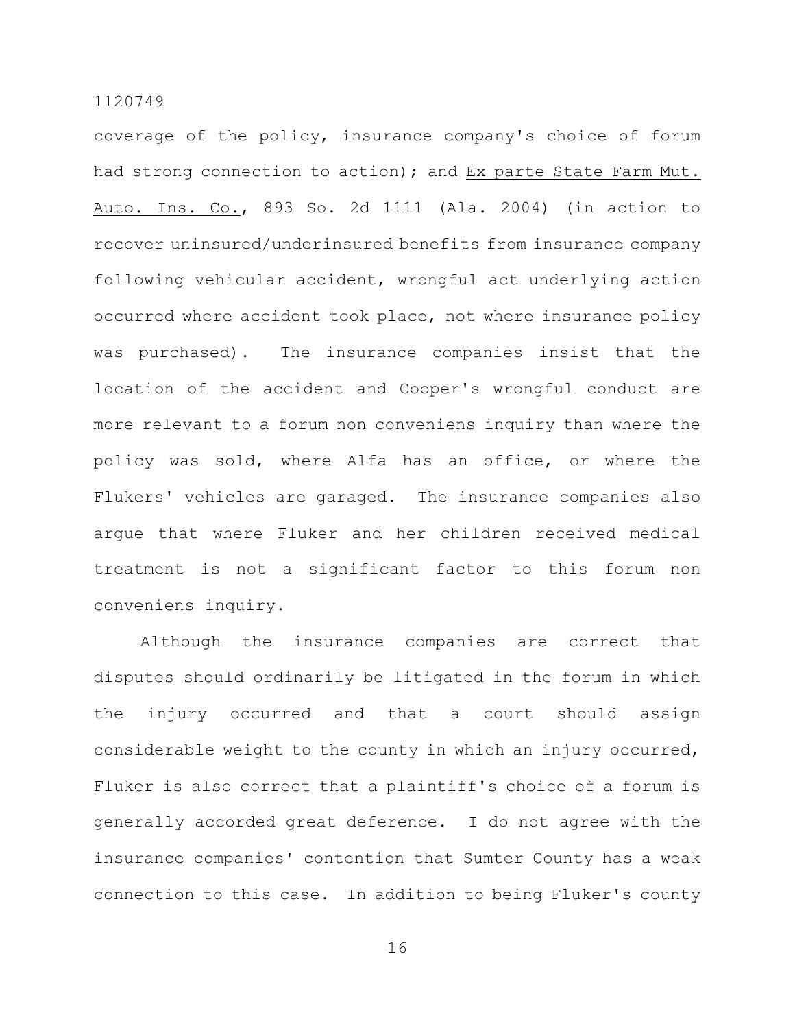coverage of the policy, insurance company's choice of forum had strong connection to action); and Ex parte State Farm Mut. Auto. Ins. Co., 893 So. 2d 1111 (Ala. 2004) (in action to recover uninsured/underinsured benefits from insurance company following vehicular accident, wrongful act underlying action occurred where accident took place, not where insurance policy was purchased). The insurance companies insist that the location of the accident and Cooper's wrongful conduct are more relevant to a forum non conveniens inquiry than where the policy was sold, where Alfa has an office, or where the Flukers' vehicles are garaged. The insurance companies also argue that where Fluker and her children received medical treatment is not a significant factor to this forum non conveniens inquiry.

Although the insurance companies are correct that disputes should ordinarily be litigated in the forum in which the injury occurred and that a court should assign considerable weight to the county in which an injury occurred, Fluker is also correct that a plaintiff's choice of a forum is generally accorded great deference. I do not agree with the insurance companies' contention that Sumter County has a weak connection to this case. In addition to being Fluker's county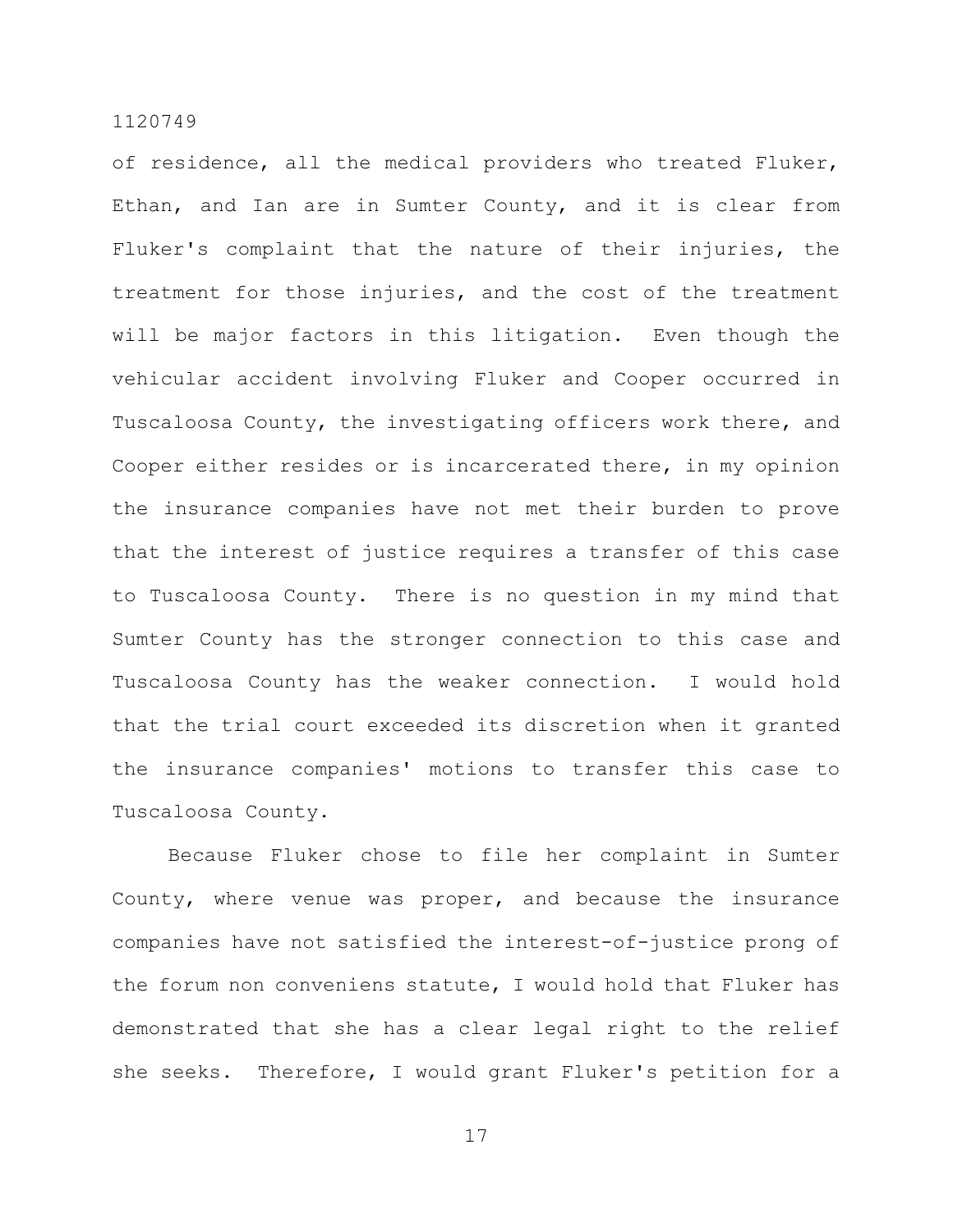of residence, all the medical providers who treated Fluker, Ethan, and Ian are in Sumter County, and it is clear from Fluker's complaint that the nature of their injuries, the treatment for those injuries, and the cost of the treatment will be major factors in this litigation. Even though the vehicular accident involving Fluker and Cooper occurred in Tuscaloosa County, the investigating officers work there, and Cooper either resides or is incarcerated there, in my opinion the insurance companies have not met their burden to prove that the interest of justice requires a transfer of this case to Tuscaloosa County. There is no question in my mind that Sumter County has the stronger connection to this case and Tuscaloosa County has the weaker connection. I would hold that the trial court exceeded its discretion when it granted the insurance companies' motions to transfer this case to Tuscaloosa County.

Because Fluker chose to file her complaint in Sumter County, where venue was proper, and because the insurance companies have not satisfied the interest-of-justice prong of the forum non conveniens statute, I would hold that Fluker has demonstrated that she has a clear legal right to the relief she seeks. Therefore, I would grant Fluker's petition for a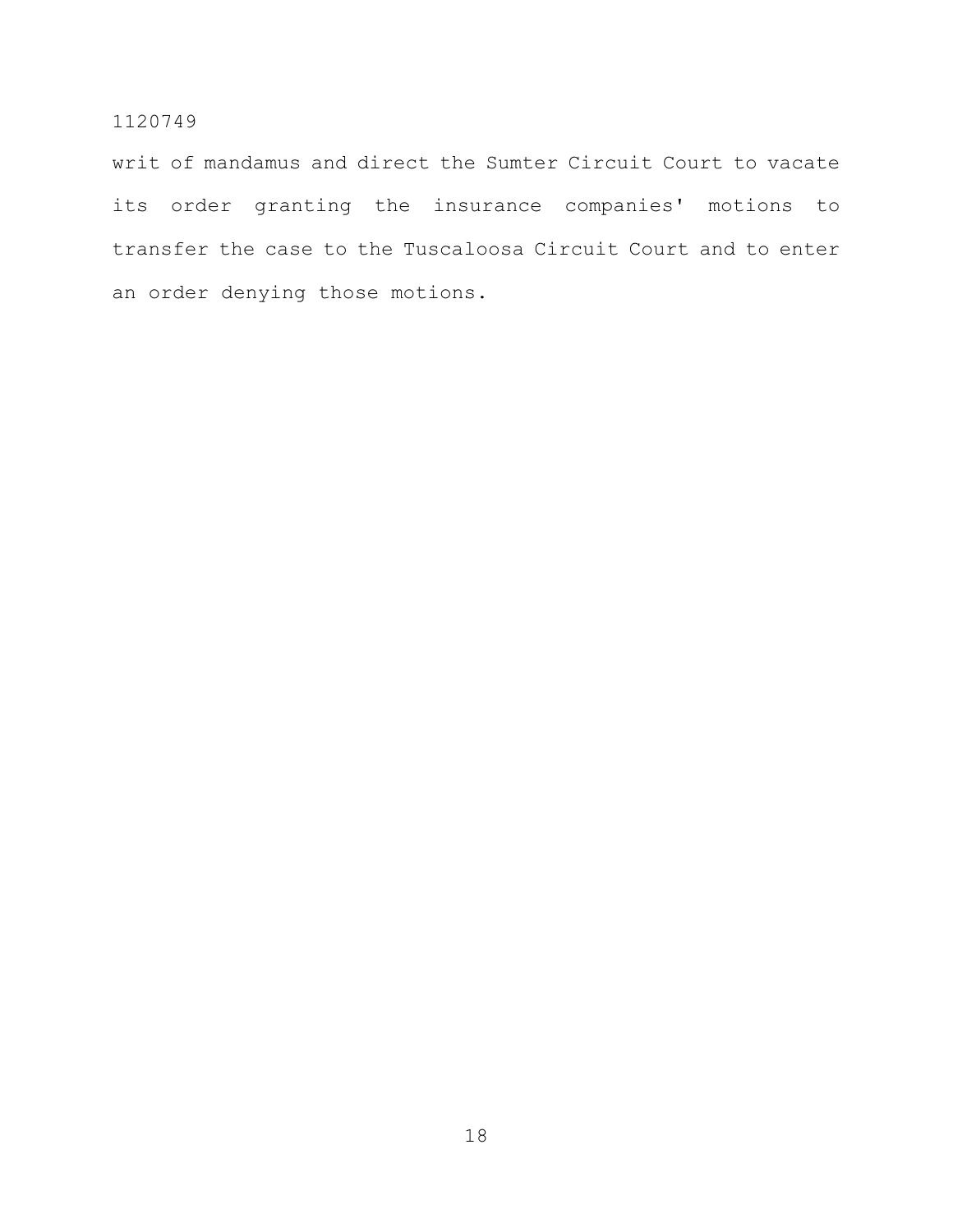writ of mandamus and direct the Sumter Circuit Court to vacate its order granting the insurance companies' motions to transfer the case to the Tuscaloosa Circuit Court and to enter an order denying those motions.